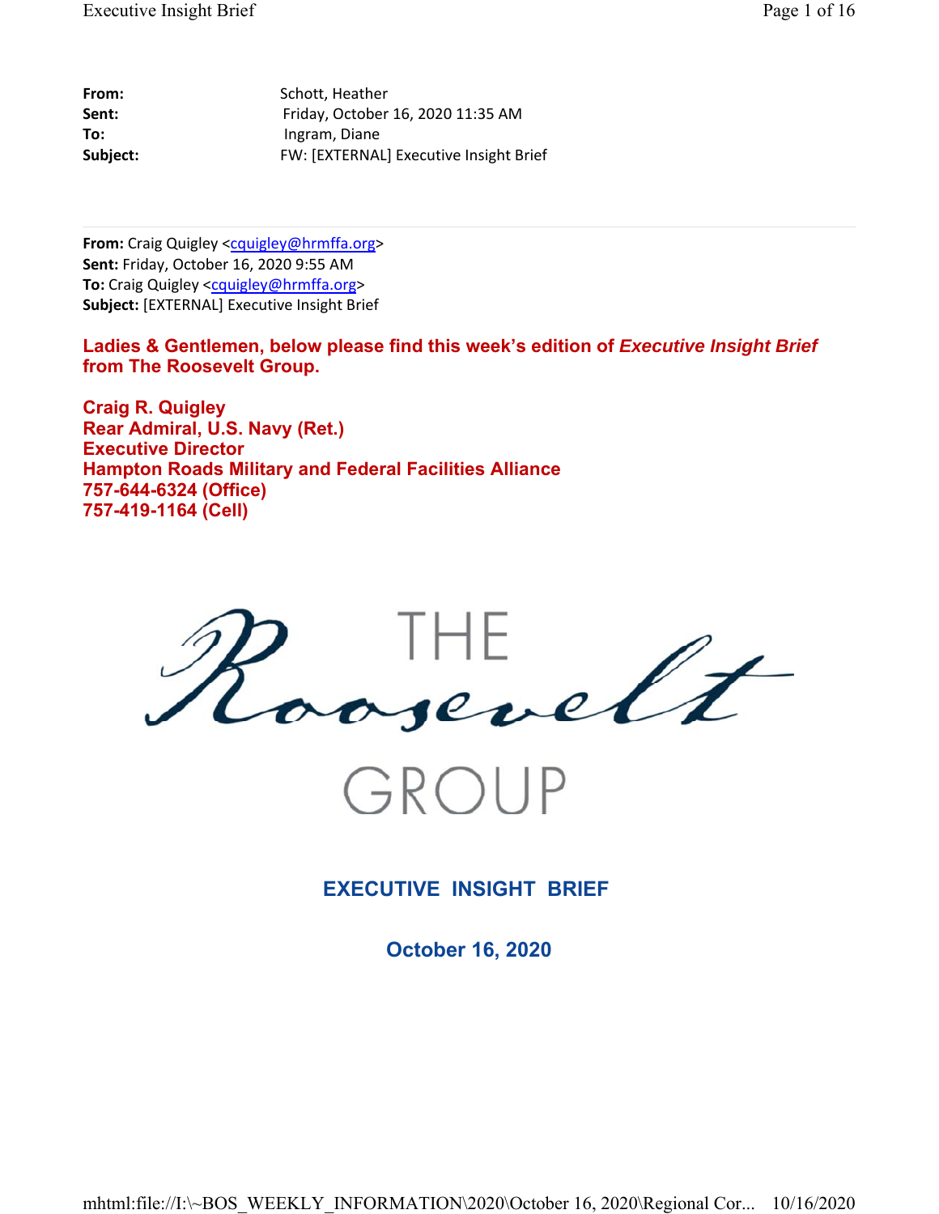**From:** Schott, Heather
**Sent:** Friday, October 16, 2020 11:35 AM
**To:** Ingram, Diane
**Subject:** FW: [EXTERNAL] Executive Insight Brief

---

**From:** Craig Quigley <cquigley@hrmffa.org>
**Sent:** Friday, October 16, 2020 9:55 AM
**To:** Craig Quigley <cquigley@hrmffa.org>
**Subject:** [EXTERNAL] Executive Insight Brief

**Ladies & Gentlemen, below please find this week's edition of *Executive Insight Brief* from The Roosevelt Group.**

**Craig R. Quigley**
**Rear Admiral, U.S. Navy (Ret.)**
**Executive Director**
**Hampton Roads Military and Federal Facilities Alliance**
**757-644-6324 (Office)**
**757-419-1164 (Cell)**

THE Roosevelt GROUP

## EXECUTIVE INSIGHT BRIEF

### October 16, 2020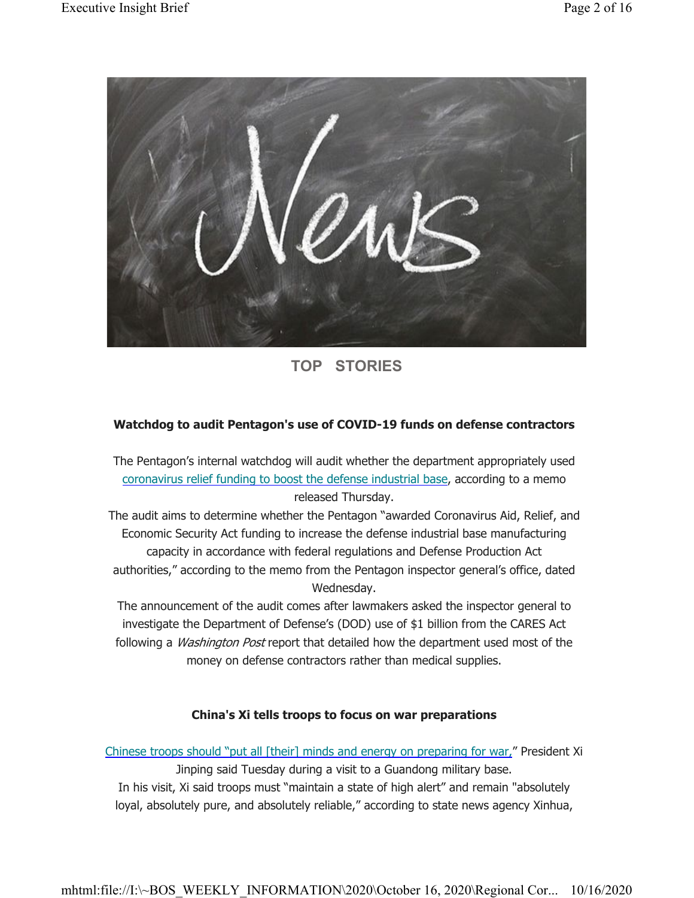## TOP STORIES

**Watchdog to audit Pentagon's use of COVID-19 funds on defense contractors**

The Pentagon's internal watchdog will audit whether the department appropriately used coronavirus relief funding to boost the defense industrial base, according to a memo released Thursday.

The audit aims to determine whether the Pentagon "awarded Coronavirus Aid, Relief, and Economic Security Act funding to increase the defense industrial base manufacturing capacity in accordance with federal regulations and Defense Production Act authorities," according to the memo from the Pentagon inspector general's office, dated Wednesday.

The announcement of the audit comes after lawmakers asked the inspector general to investigate the Department of Defense's (DOD) use of $1 billion from the CARES Act following a *Washington Post* report that detailed how the department used most of the money on defense contractors rather than medical supplies.

**China's Xi tells troops to focus on war preparations**

Chinese troops should "put all [their] minds and energy on preparing for war," President Xi Jinping said Tuesday during a visit to a Guandong military base.

In his visit, Xi said troops must "maintain a state of high alert" and remain "absolutely loyal, absolutely pure, and absolutely reliable," according to state news agency Xinhua,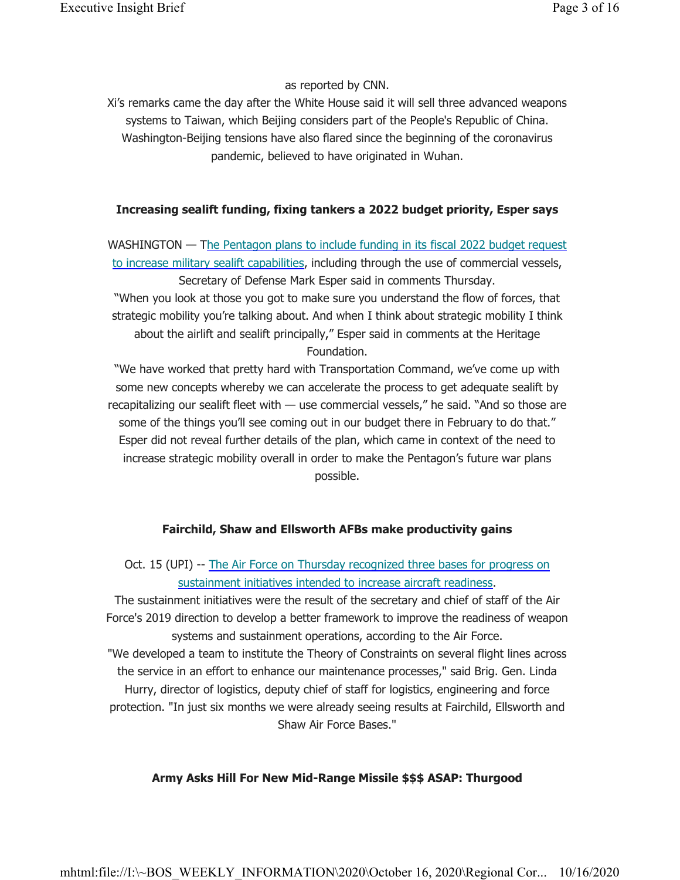as reported by CNN.

Xi's remarks came the day after the White House said it will sell three advanced weapons systems to Taiwan, which Beijing considers part of the People's Republic of China. Washington-Beijing tensions have also flared since the beginning of the coronavirus pandemic, believed to have originated in Wuhan.

**Increasing sealift funding, fixing tankers a 2022 budget priority, Esper says**

WASHINGTON — The Pentagon plans to include funding in its fiscal 2022 budget request to increase military sealift capabilities, including through the use of commercial vessels, Secretary of Defense Mark Esper said in comments Thursday.

"When you look at those you got to make sure you understand the flow of forces, that strategic mobility you're talking about. And when I think about strategic mobility I think about the airlift and sealift principally," Esper said in comments at the Heritage Foundation.

"We have worked that pretty hard with Transportation Command, we've come up with some new concepts whereby we can accelerate the process to get adequate sealift by recapitalizing our sealift fleet with — use commercial vessels," he said. "And so those are some of the things you'll see coming out in our budget there in February to do that."

Esper did not reveal further details of the plan, which came in context of the need to increase strategic mobility overall in order to make the Pentagon's future war plans possible.

**Fairchild, Shaw and Ellsworth AFBs make productivity gains**

Oct. 15 (UPI) -- The Air Force on Thursday recognized three bases for progress on sustainment initiatives intended to increase aircraft readiness.

The sustainment initiatives were the result of the secretary and chief of staff of the Air Force's 2019 direction to develop a better framework to improve the readiness of weapon systems and sustainment operations, according to the Air Force.

"We developed a team to institute the Theory of Constraints on several flight lines across the service in an effort to enhance our maintenance processes," said Brig. Gen. Linda Hurry, director of logistics, deputy chief of staff for logistics, engineering and force protection. "In just six months we were already seeing results at Fairchild, Ellsworth and Shaw Air Force Bases."

**Army Asks Hill For New Mid-Range Missile $$$ ASAP: Thurgood**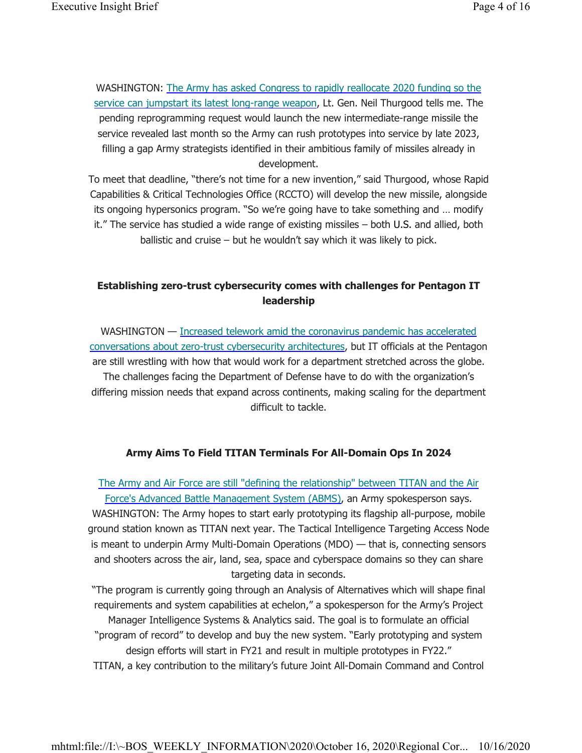WASHINGTON: The Army has asked Congress to rapidly reallocate 2020 funding so the service can jumpstart its latest long-range weapon, Lt. Gen. Neil Thurgood tells me. The pending reprogramming request would launch the new intermediate-range missile the service revealed last month so the Army can rush prototypes into service by late 2023, filling a gap Army strategists identified in their ambitious family of missiles already in development.

To meet that deadline, "there's not time for a new invention," said Thurgood, whose Rapid Capabilities & Critical Technologies Office (RCCTO) will develop the new missile, alongside its ongoing hypersonics program. "So we're going have to take something and … modify it." The service has studied a wide range of existing missiles – both U.S. and allied, both ballistic and cruise – but he wouldn't say which it was likely to pick.

**Establishing zero-trust cybersecurity comes with challenges for Pentagon IT leadership**

WASHINGTON — Increased telework amid the coronavirus pandemic has accelerated conversations about zero-trust cybersecurity architectures, but IT officials at the Pentagon are still wrestling with how that would work for a department stretched across the globe. The challenges facing the Department of Defense have to do with the organization's differing mission needs that expand across continents, making scaling for the department difficult to tackle.

**Army Aims To Field TITAN Terminals For All-Domain Ops In 2024**

The Army and Air Force are still "defining the relationship" between TITAN and the Air Force's Advanced Battle Management System (ABMS), an Army spokesperson says.

WASHINGTON: The Army hopes to start early prototyping its flagship all-purpose, mobile ground station known as TITAN next year. The Tactical Intelligence Targeting Access Node is meant to underpin Army Multi-Domain Operations (MDO) — that is, connecting sensors and shooters across the air, land, sea, space and cyberspace domains so they can share targeting data in seconds.

"The program is currently going through an Analysis of Alternatives which will shape final requirements and system capabilities at echelon," a spokesperson for the Army's Project Manager Intelligence Systems & Analytics said. The goal is to formulate an official "program of record" to develop and buy the new system. "Early prototyping and system design efforts will start in FY21 and result in multiple prototypes in FY22."

TITAN, a key contribution to the military's future Joint All-Domain Command and Control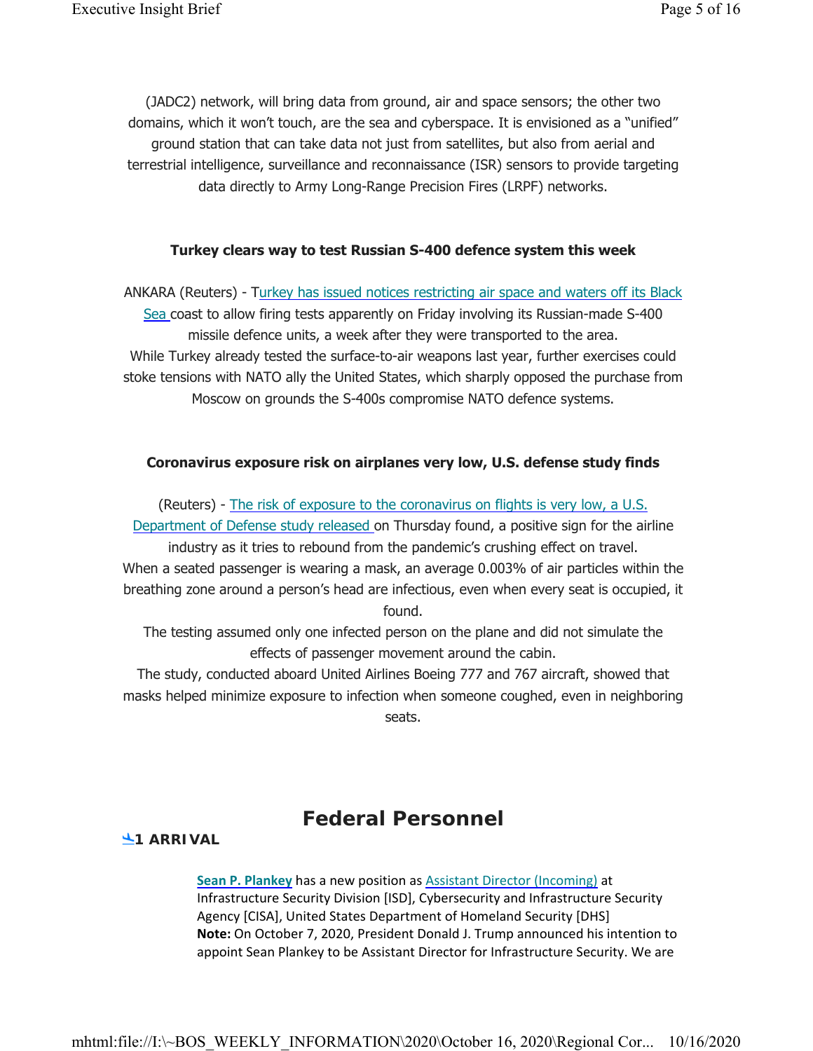(JADC2) network, will bring data from ground, air and space sensors; the other two domains, which it won't touch, are the sea and cyberspace. It is envisioned as a "unified" ground station that can take data not just from satellites, but also from aerial and terrestrial intelligence, surveillance and reconnaissance (ISR) sensors to provide targeting data directly to Army Long-Range Precision Fires (LRPF) networks.

**Turkey clears way to test Russian S-400 defence system this week**

ANKARA (Reuters) - Turkey has issued notices restricting air space and waters off its Black Sea coast to allow firing tests apparently on Friday involving its Russian-made S-400 missile defence units, a week after they were transported to the area.
While Turkey already tested the surface-to-air weapons last year, further exercises could stoke tensions with NATO ally the United States, which sharply opposed the purchase from Moscow on grounds the S-400s compromise NATO defence systems.

**Coronavirus exposure risk on airplanes very low, U.S. defense study finds**

(Reuters) - The risk of exposure to the coronavirus on flights is very low, a U.S. Department of Defense study released on Thursday found, a positive sign for the airline industry as it tries to rebound from the pandemic's crushing effect on travel.
When a seated passenger is wearing a mask, an average 0.003% of air particles within the breathing zone around a person's head are infectious, even when every seat is occupied, it found.
The testing assumed only one infected person on the plane and did not simulate the effects of passenger movement around the cabin.
The study, conducted aboard United Airlines Boeing 777 and 767 aircraft, showed that masks helped minimize exposure to infection when someone coughed, even in neighboring seats.

## Federal Personnel

**1 ARRIVAL**

**Sean P. Plankey** has a new position as Assistant Director (Incoming) at Infrastructure Security Division [ISD], Cybersecurity and Infrastructure Security Agency [CISA], United States Department of Homeland Security [DHS]
**Note:** On October 7, 2020, President Donald J. Trump announced his intention to appoint Sean Plankey to be Assistant Director for Infrastructure Security. We are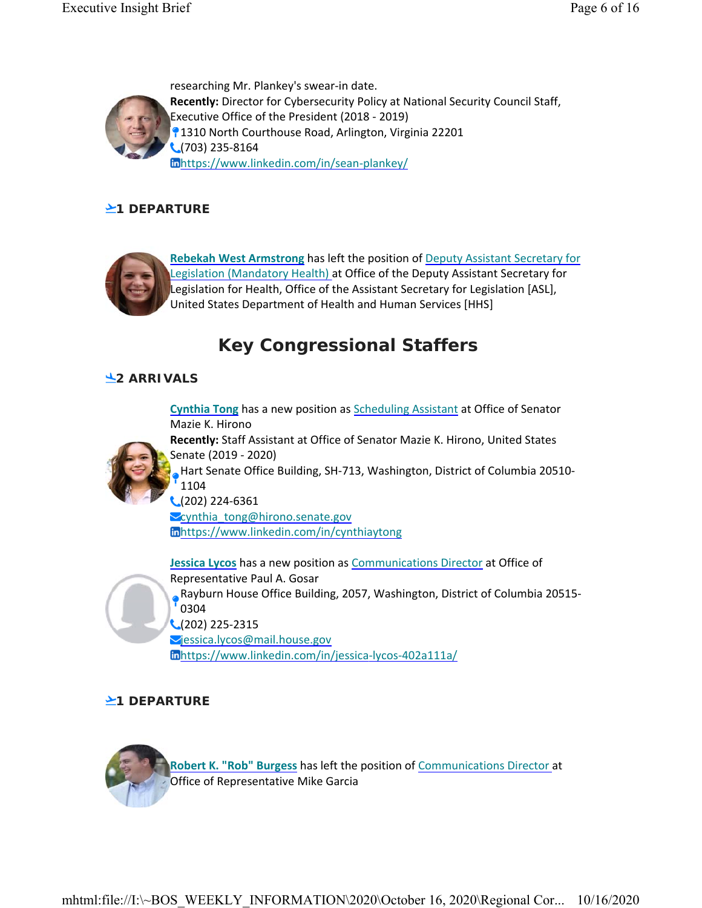researching Mr. Plankey's swear-in date.
**Recently:** Director for Cybersecurity Policy at National Security Council Staff, Executive Office of the President (2018 - 2019)
1310 North Courthouse Road, Arlington, Virginia 22201
(703) 235-8164
https://www.linkedin.com/in/sean-plankey/

### 1 DEPARTURE

**Rebekah West Armstrong** has left the position of Deputy Assistant Secretary for Legislation (Mandatory Health) at Office of the Deputy Assistant Secretary for Legislation for Health, Office of the Assistant Secretary for Legislation [ASL], United States Department of Health and Human Services [HHS]

## Key Congressional Staffers

### 2 ARRIVALS

**Cynthia Tong** has a new position as Scheduling Assistant at Office of Senator Mazie K. Hirono
**Recently:** Staff Assistant at Office of Senator Mazie K. Hirono, United States Senate (2019 - 2020)
Hart Senate Office Building, SH-713, Washington, District of Columbia 20510-1104
(202) 224-6361
cynthia_tong@hirono.senate.gov
https://www.linkedin.com/in/cynthiaytong

**Jessica Lycos** has a new position as Communications Director at Office of Representative Paul A. Gosar
Rayburn House Office Building, 2057, Washington, District of Columbia 20515-0304
(202) 225-2315
jessica.lycos@mail.house.gov
https://www.linkedin.com/in/jessica-lycos-402a111a/

### 1 DEPARTURE

**Robert K. "Rob" Burgess** has left the position of Communications Director at Office of Representative Mike Garcia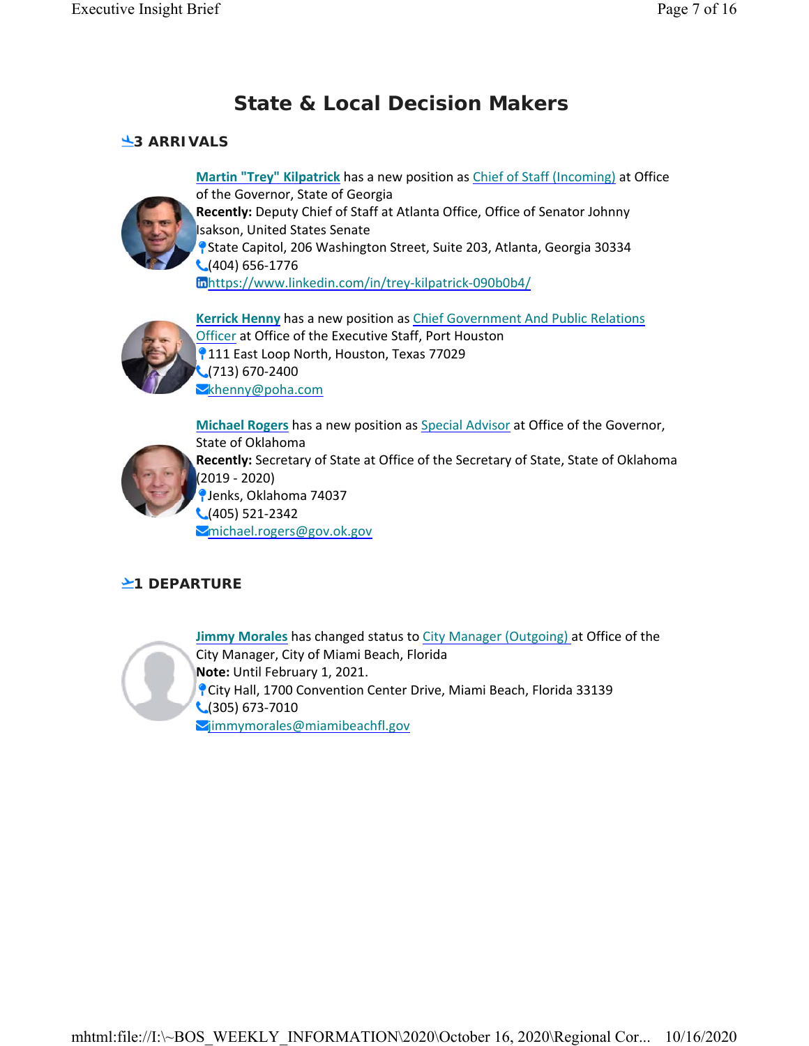# State & Local Decision Makers

## 3 ARRIVALS

**Martin "Trey" Kilpatrick** has a new position as Chief of Staff (Incoming) at Office of the Governor, State of Georgia
**Recently:** Deputy Chief of Staff at Atlanta Office, Office of Senator Johnny Isakson, United States Senate
State Capitol, 206 Washington Street, Suite 203, Atlanta, Georgia 30334
(404) 656-1776
https://www.linkedin.com/in/trey-kilpatrick-090b0b4/

**Kerrick Henny** has a new position as Chief Government And Public Relations Officer at Office of the Executive Staff, Port Houston
111 East Loop North, Houston, Texas 77029
(713) 670-2400
khenny@poha.com

**Michael Rogers** has a new position as Special Advisor at Office of the Governor, State of Oklahoma
**Recently:** Secretary of State at Office of the Secretary of State, State of Oklahoma (2019 - 2020)
Jenks, Oklahoma 74037
(405) 521-2342
michael.rogers@gov.ok.gov

## 1 DEPARTURE

**Jimmy Morales** has changed status to City Manager (Outgoing) at Office of the City Manager, City of Miami Beach, Florida
**Note:** Until February 1, 2021.
City Hall, 1700 Convention Center Drive, Miami Beach, Florida 33139
(305) 673-7010
jimmymorales@miamibeachfl.gov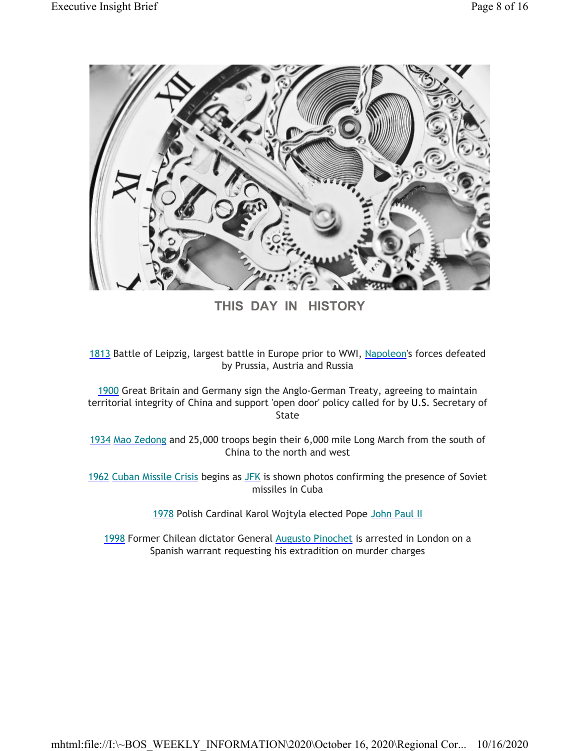## THIS DAY IN HISTORY

1813 Battle of Leipzig, largest battle in Europe prior to WWI, Napoleon's forces defeated by Prussia, Austria and Russia

1900 Great Britain and Germany sign the Anglo-German Treaty, agreeing to maintain territorial integrity of China and support 'open door' policy called for by U.S. Secretary of State

1934 Mao Zedong and 25,000 troops begin their 6,000 mile Long March from the south of China to the north and west

1962 Cuban Missile Crisis begins as JFK is shown photos confirming the presence of Soviet missiles in Cuba

1978 Polish Cardinal Karol Wojtyla elected Pope John Paul II

1998 Former Chilean dictator General Augusto Pinochet is arrested in London on a Spanish warrant requesting his extradition on murder charges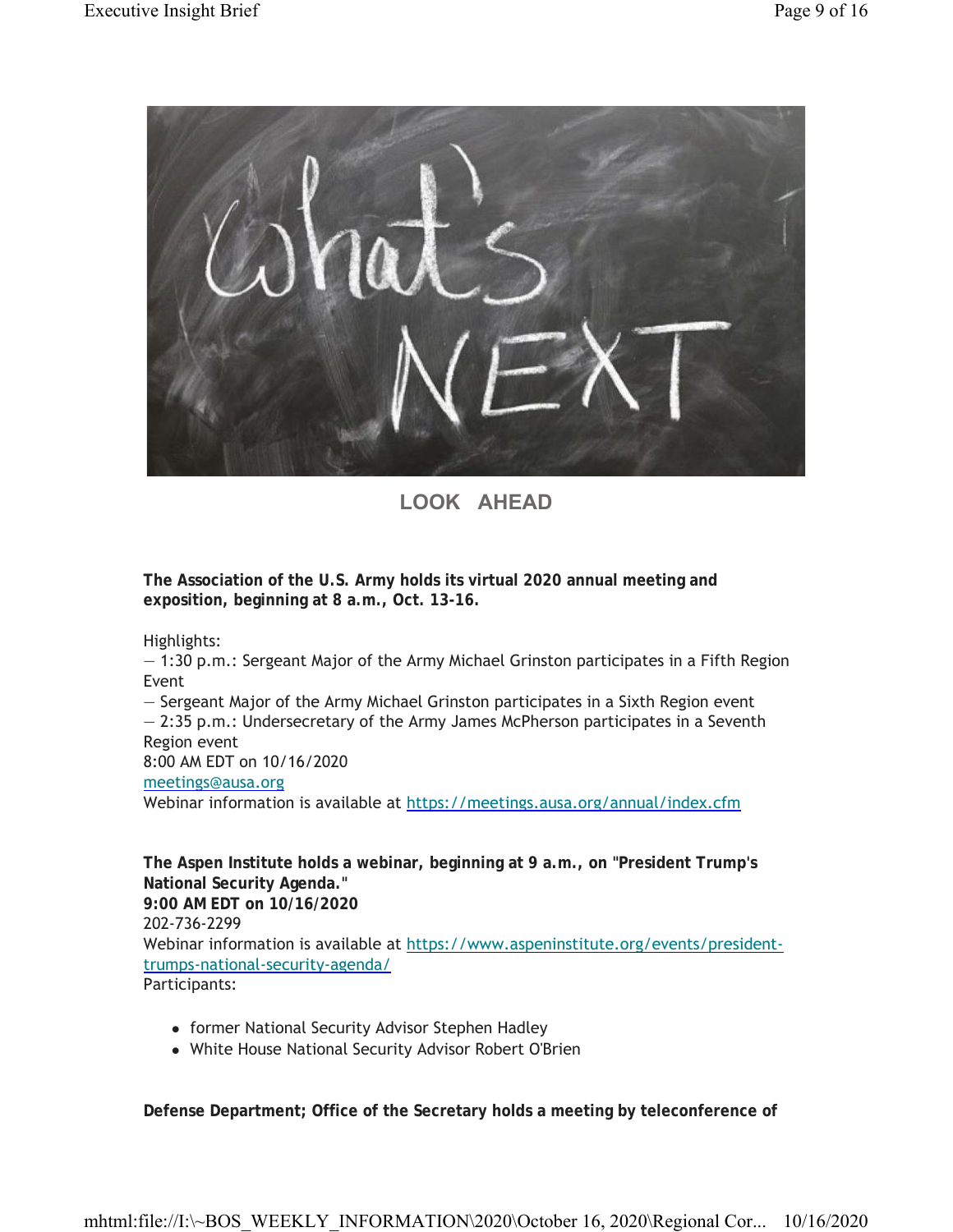## LOOK AHEAD

**The Association of the U.S. Army holds its virtual 2020 annual meeting and exposition, beginning at 8 a.m., Oct. 13-16.**

Highlights:
— 1:30 p.m.: Sergeant Major of the Army Michael Grinston participates in a Fifth Region Event
— Sergeant Major of the Army Michael Grinston participates in a Sixth Region event
— 2:35 p.m.: Undersecretary of the Army James McPherson participates in a Seventh Region event
8:00 AM EDT on 10/16/2020
meetings@ausa.org
Webinar information is available at https://meetings.ausa.org/annual/index.cfm

**The Aspen Institute holds a webinar, beginning at 9 a.m., on "President Trump's National Security Agenda."**
**9:00 AM EDT on 10/16/2020**
202-736-2299
Webinar information is available at https://www.aspeninstitute.org/events/president-trumps-national-security-agenda/
Participants:

- former National Security Advisor Stephen Hadley
- White House National Security Advisor Robert O'Brien

**Defense Department; Office of the Secretary holds a meeting by teleconference of**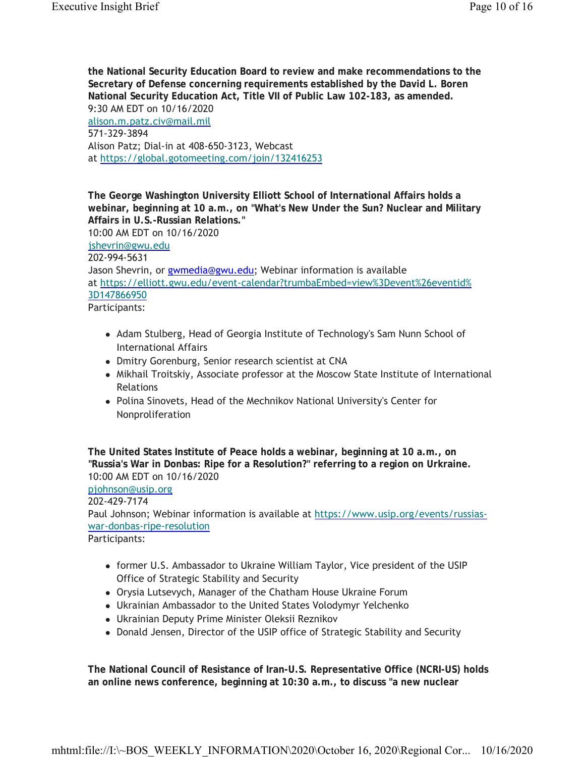**the National Security Education Board to review and make recommendations to the Secretary of Defense concerning requirements established by the David L. Boren National Security Education Act, Title VII of Public Law 102-183, as amended.**
9:30 AM EDT on 10/16/2020
alison.m.patz.civ@mail.mil
571-329-3894
Alison Patz; Dial-in at 408-650-3123, Webcast at https://global.gotomeeting.com/join/132416253

**The George Washington University Elliott School of International Affairs holds a webinar, beginning at 10 a.m., on "What's New Under the Sun? Nuclear and Military Affairs in U.S.-Russian Relations."**
10:00 AM EDT on 10/16/2020
jshevrin@gwu.edu
202-994-5631
Jason Shevrin, or gwmedia@gwu.edu; Webinar information is available at https://elliott.gwu.edu/event-calendar?trumbaEmbed=view%3Devent%26eventid%3D147866950
Participants:

- Adam Stulberg, Head of Georgia Institute of Technology's Sam Nunn School of International Affairs
- Dmitry Gorenburg, Senior research scientist at CNA
- Mikhail Troitskiy, Associate professor at the Moscow State Institute of International Relations
- Polina Sinovets, Head of the Mechnikov National University's Center for Nonproliferation

**The United States Institute of Peace holds a webinar, beginning at 10 a.m., on "Russia's War in Donbas: Ripe for a Resolution?" referring to a region on Urkraine.**
10:00 AM EDT on 10/16/2020
pjohnson@usip.org
202-429-7174
Paul Johnson; Webinar information is available at https://www.usip.org/events/russias-war-donbas-ripe-resolution
Participants:

- former U.S. Ambassador to Ukraine William Taylor, Vice president of the USIP Office of Strategic Stability and Security
- Orysia Lutsevych, Manager of the Chatham House Ukraine Forum
- Ukrainian Ambassador to the United States Volodymyr Yelchenko
- Ukrainian Deputy Prime Minister Oleksii Reznikov
- Donald Jensen, Director of the USIP office of Strategic Stability and Security

**The National Council of Resistance of Iran-U.S. Representative Office (NCRI-US) holds an online news conference, beginning at 10:30 a.m., to discuss "a new nuclear**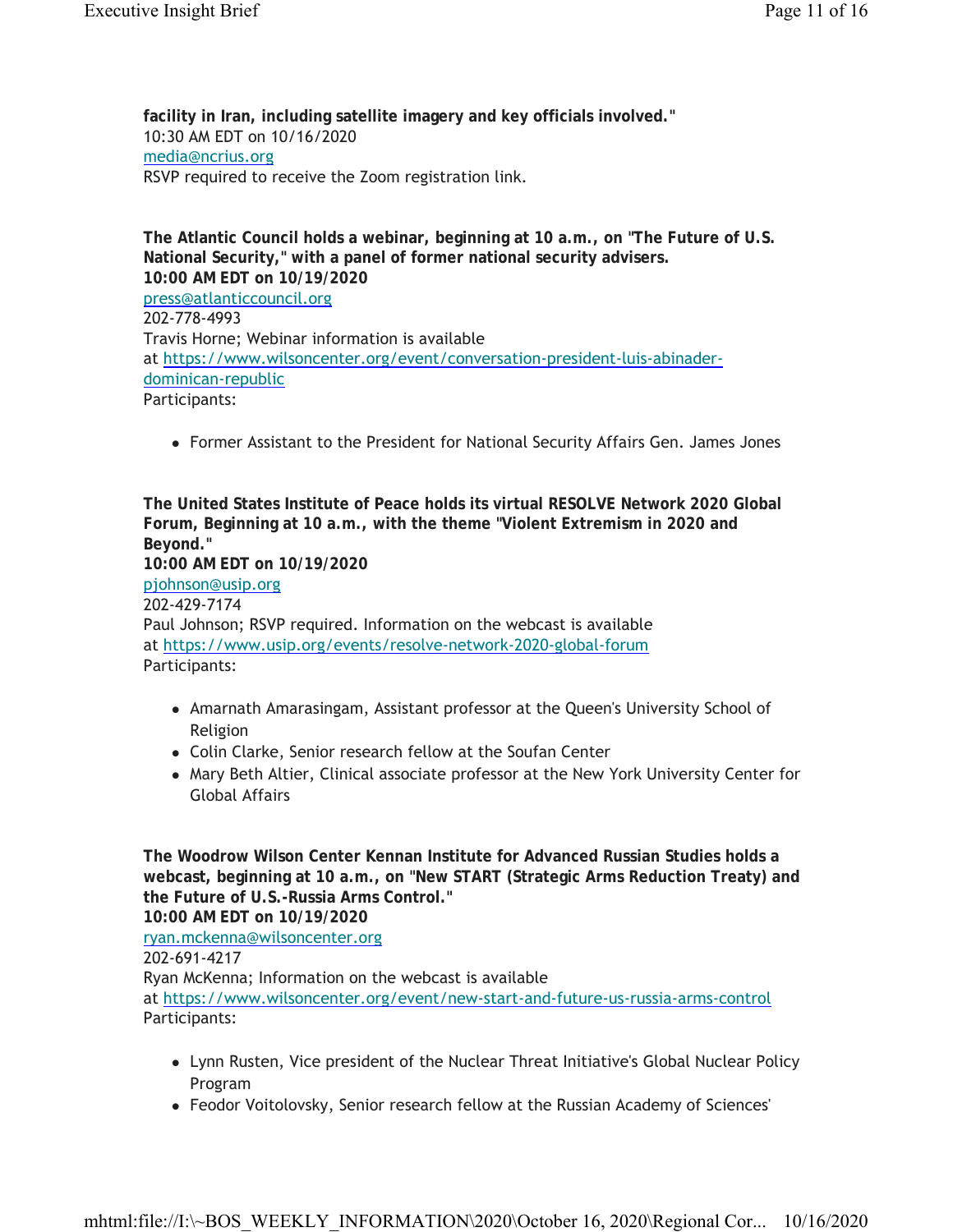**facility in Iran, including satellite imagery and key officials involved."**
10:30 AM EDT on 10/16/2020
media@ncrius.org
RSVP required to receive the Zoom registration link.

**The Atlantic Council holds a webinar, beginning at 10 a.m., on "The Future of U.S. National Security," with a panel of former national security advisers.**
**10:00 AM EDT on 10/19/2020**
press@atlanticcouncil.org
202-778-4993
Travis Horne; Webinar information is available at https://www.wilsoncenter.org/event/conversation-president-luis-abinader-dominican-republic
Participants:

- Former Assistant to the President for National Security Affairs Gen. James Jones

**The United States Institute of Peace holds its virtual RESOLVE Network 2020 Global Forum, Beginning at 10 a.m., with the theme "Violent Extremism in 2020 and Beyond."**
**10:00 AM EDT on 10/19/2020**
pjohnson@usip.org
202-429-7174
Paul Johnson; RSVP required. Information on the webcast is available at https://www.usip.org/events/resolve-network-2020-global-forum
Participants:

- Amarnath Amarasingam, Assistant professor at the Queen's University School of Religion
- Colin Clarke, Senior research fellow at the Soufan Center
- Mary Beth Altier, Clinical associate professor at the New York University Center for Global Affairs

**The Woodrow Wilson Center Kennan Institute for Advanced Russian Studies holds a webcast, beginning at 10 a.m., on "New START (Strategic Arms Reduction Treaty) and the Future of U.S.-Russia Arms Control."**
**10:00 AM EDT on 10/19/2020**
ryan.mckenna@wilsoncenter.org
202-691-4217
Ryan McKenna; Information on the webcast is available at https://www.wilsoncenter.org/event/new-start-and-future-us-russia-arms-control
Participants:

- Lynn Rusten, Vice president of the Nuclear Threat Initiative's Global Nuclear Policy Program
- Feodor Voitolovsky, Senior research fellow at the Russian Academy of Sciences'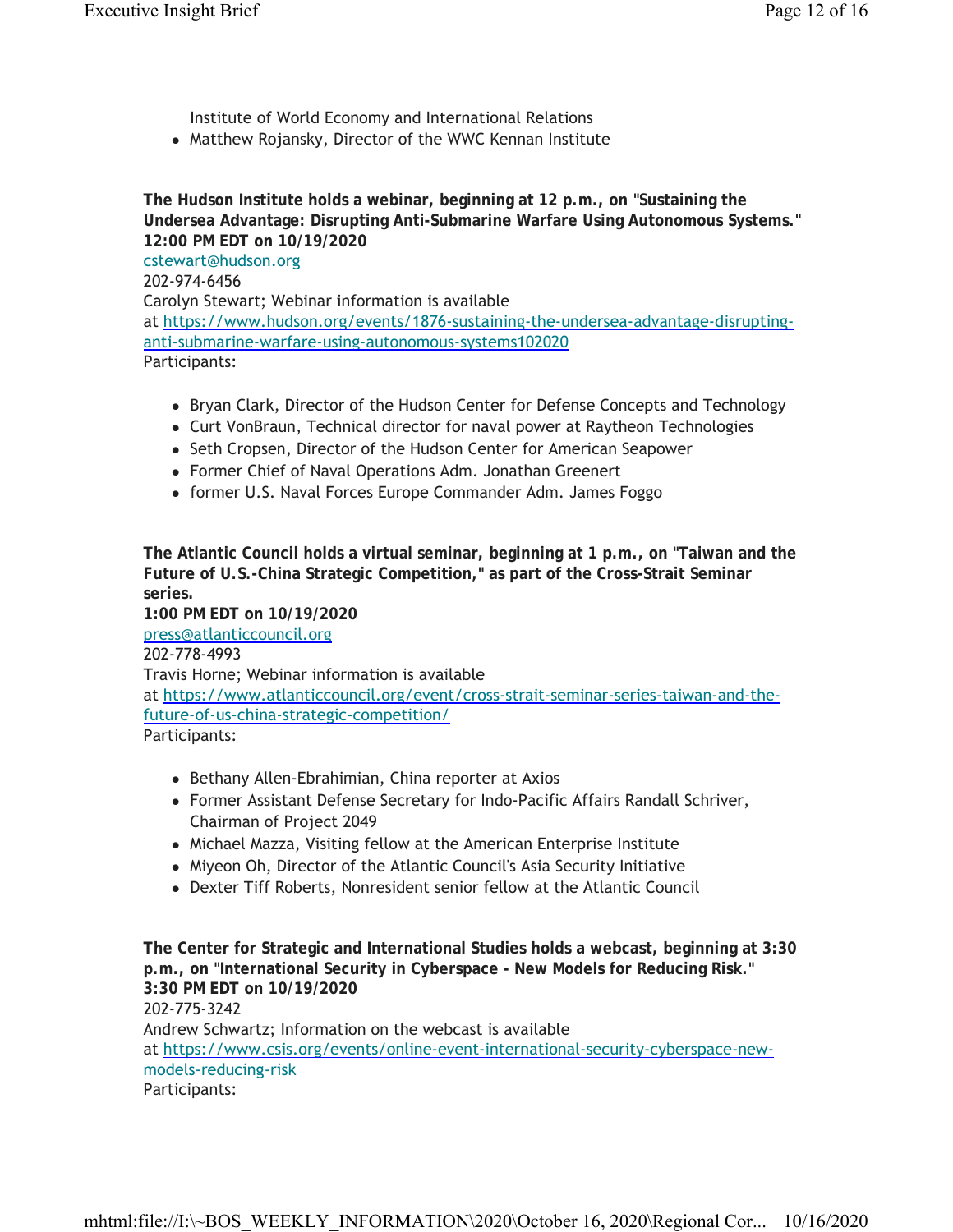Institute of World Economy and International Relations
- Matthew Rojansky, Director of the WWC Kennan Institute

**The Hudson Institute holds a webinar, beginning at 12 p.m., on "Sustaining the Undersea Advantage: Disrupting Anti-Submarine Warfare Using Autonomous Systems."**
**12:00 PM EDT on 10/19/2020**
cstewart@hudson.org
202-974-6456
Carolyn Stewart; Webinar information is available at https://www.hudson.org/events/1876-sustaining-the-undersea-advantage-disrupting-anti-submarine-warfare-using-autonomous-systems102020
Participants:

- Bryan Clark, Director of the Hudson Center for Defense Concepts and Technology
- Curt VonBraun, Technical director for naval power at Raytheon Technologies
- Seth Cropsen, Director of the Hudson Center for American Seapower
- Former Chief of Naval Operations Adm. Jonathan Greenert
- former U.S. Naval Forces Europe Commander Adm. James Foggo

**The Atlantic Council holds a virtual seminar, beginning at 1 p.m., on "Taiwan and the Future of U.S.-China Strategic Competition," as part of the Cross-Strait Seminar series.**
**1:00 PM EDT on 10/19/2020**
press@atlanticcouncil.org
202-778-4993
Travis Horne; Webinar information is available at https://www.atlanticcouncil.org/event/cross-strait-seminar-series-taiwan-and-the-future-of-us-china-strategic-competition/
Participants:

- Bethany Allen-Ebrahimian, China reporter at Axios
- Former Assistant Defense Secretary for Indo-Pacific Affairs Randall Schriver, Chairman of Project 2049
- Michael Mazza, Visiting fellow at the American Enterprise Institute
- Miyeon Oh, Director of the Atlantic Council's Asia Security Initiative
- Dexter Tiff Roberts, Nonresident senior fellow at the Atlantic Council

**The Center for Strategic and International Studies holds a webcast, beginning at 3:30 p.m., on "International Security in Cyberspace - New Models for Reducing Risk."**
**3:30 PM EDT on 10/19/2020**
202-775-3242
Andrew Schwartz; Information on the webcast is available at https://www.csis.org/events/online-event-international-security-cyberspace-new-models-reducing-risk
Participants: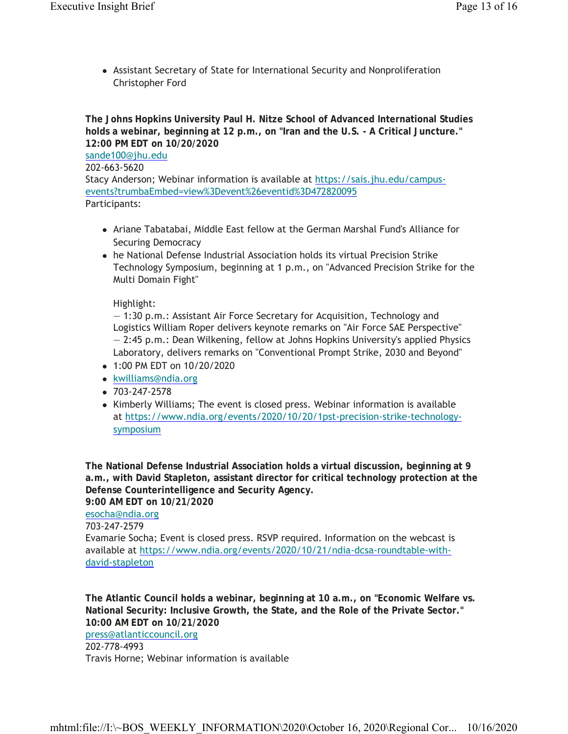- Assistant Secretary of State for International Security and Nonproliferation Christopher Ford

**The Johns Hopkins University Paul H. Nitze School of Advanced International Studies holds a webinar, beginning at 12 p.m., on "Iran and the U.S. - A Critical Juncture."**
**12:00 PM EDT on 10/20/2020**
sande100@jhu.edu
202-663-5620
Stacy Anderson; Webinar information is available at https://sais.jhu.edu/campus-events?trumbaEmbed=view%3Devent%26eventid%3D472820095
Participants:

- Ariane Tabatabai, Middle East fellow at the German Marshal Fund's Alliance for Securing Democracy
- he National Defense Industrial Association holds its virtual Precision Strike Technology Symposium, beginning at 1 p.m., on "Advanced Precision Strike for the Multi Domain Fight"

  Highlight:
  — 1:30 p.m.: Assistant Air Force Secretary for Acquisition, Technology and Logistics William Roper delivers keynote remarks on "Air Force SAE Perspective"
  — 2:45 p.m.: Dean Wilkening, fellow at Johns Hopkins University's applied Physics Laboratory, delivers remarks on "Conventional Prompt Strike, 2030 and Beyond"
- 1:00 PM EDT on 10/20/2020
- kwilliams@ndia.org
- 703-247-2578
- Kimberly Williams; The event is closed press. Webinar information is available at https://www.ndia.org/events/2020/10/20/1pst-precision-strike-technology-symposium

**The National Defense Industrial Association holds a virtual discussion, beginning at 9 a.m., with David Stapleton, assistant director for critical technology protection at the Defense Counterintelligence and Security Agency.**
**9:00 AM EDT on 10/21/2020**
esocha@ndia.org
703-247-2579
Evamarie Socha; Event is closed press. RSVP required. Information on the webcast is available at https://www.ndia.org/events/2020/10/21/ndia-dcsa-roundtable-with-david-stapleton

**The Atlantic Council holds a webinar, beginning at 10 a.m., on "Economic Welfare vs. National Security: Inclusive Growth, the State, and the Role of the Private Sector."**
**10:00 AM EDT on 10/21/2020**
press@atlanticcouncil.org
202-778-4993
Travis Horne; Webinar information is available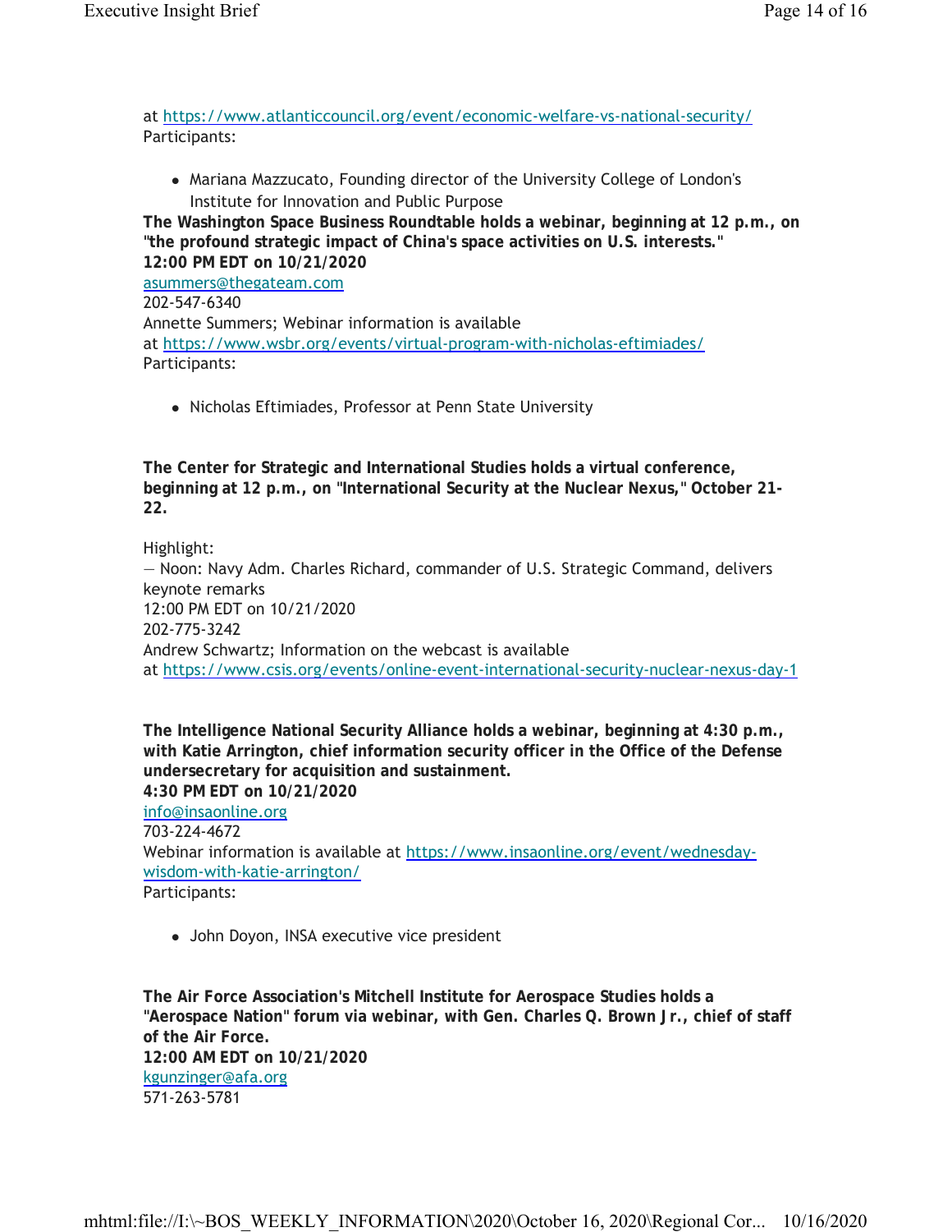at https://www.atlanticcouncil.org/event/economic-welfare-vs-national-security/
Participants:

- Mariana Mazzucato, Founding director of the University College of London's Institute for Innovation and Public Purpose

**The Washington Space Business Roundtable holds a webinar, beginning at 12 p.m., on "the profound strategic impact of China's space activities on U.S. interests."**
**12:00 PM EDT on 10/21/2020**
asummers@thegateam.com
202-547-6340
Annette Summers; Webinar information is available at https://www.wsbr.org/events/virtual-program-with-nicholas-eftimiades/
Participants:

- Nicholas Eftimiades, Professor at Penn State University

**The Center for Strategic and International Studies holds a virtual conference, beginning at 12 p.m., on "International Security at the Nuclear Nexus," October 21-22.**

Highlight:
— Noon: Navy Adm. Charles Richard, commander of U.S. Strategic Command, delivers keynote remarks
12:00 PM EDT on 10/21/2020
202-775-3242
Andrew Schwartz; Information on the webcast is available at https://www.csis.org/events/online-event-international-security-nuclear-nexus-day-1

**The Intelligence National Security Alliance holds a webinar, beginning at 4:30 p.m., with Katie Arrington, chief information security officer in the Office of the Defense undersecretary for acquisition and sustainment.**
**4:30 PM EDT on 10/21/2020**
info@insaonline.org
703-224-4672
Webinar information is available at https://www.insaonline.org/event/wednesday-wisdom-with-katie-arrington/
Participants:

- John Doyon, INSA executive vice president

**The Air Force Association's Mitchell Institute for Aerospace Studies holds a "Aerospace Nation" forum via webinar, with Gen. Charles Q. Brown Jr., chief of staff of the Air Force.**
**12:00 AM EDT on 10/21/2020**
kgunzinger@afa.org
571-263-5781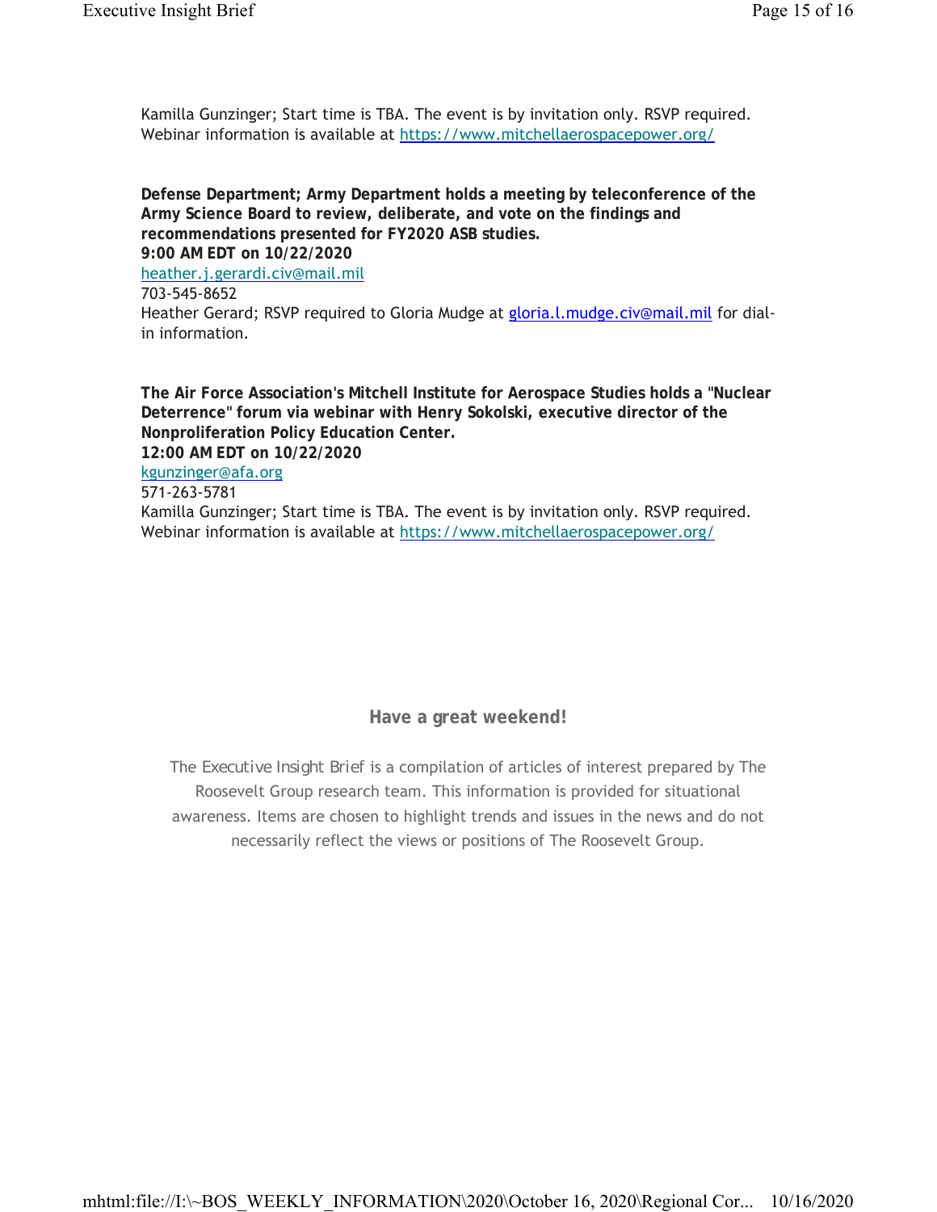Kamilla Gunzinger; Start time is TBA. The event is by invitation only. RSVP required. Webinar information is available at https://www.mitchellaerospacepower.org/

**Defense Department; Army Department holds a meeting by teleconference of the Army Science Board to review, deliberate, and vote on the findings and recommendations presented for FY2020 ASB studies.**
**9:00 AM EDT on 10/22/2020**
heather.j.gerardi.civ@mail.mil
703-545-8652
Heather Gerard; RSVP required to Gloria Mudge at gloria.l.mudge.civ@mail.mil for dial-in information.

**The Air Force Association's Mitchell Institute for Aerospace Studies holds a "Nuclear Deterrence" forum via webinar with Henry Sokolski, executive director of the Nonproliferation Policy Education Center.**
**12:00 AM EDT on 10/22/2020**
kgunzinger@afa.org
571-263-5781
Kamilla Gunzinger; Start time is TBA. The event is by invitation only. RSVP required. Webinar information is available at https://www.mitchellaerospacepower.org/

**Have a great weekend!**

The Executive Insight Brief is a compilation of articles of interest prepared by The Roosevelt Group research team. This information is provided for situational awareness. Items are chosen to highlight trends and issues in the news and do not necessarily reflect the views or positions of The Roosevelt Group.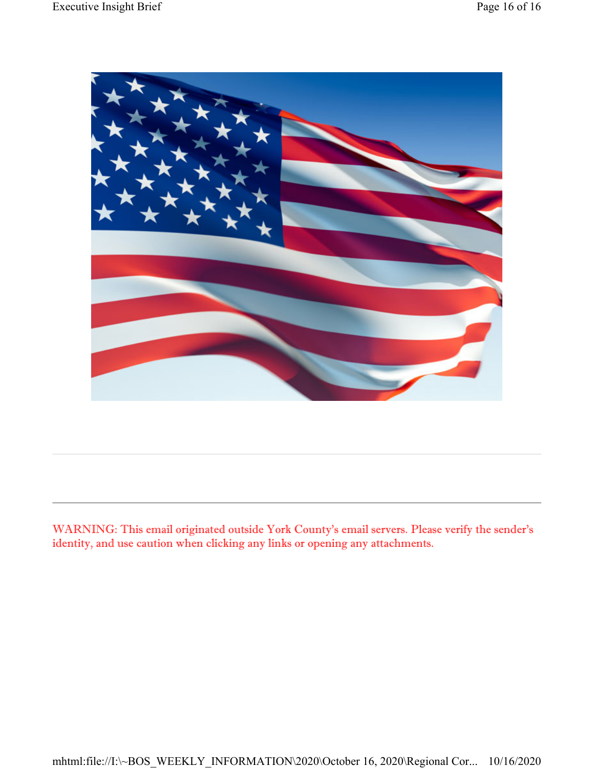---

WARNING: This email originated outside York County's email servers. Please verify the sender's identity, and use caution when clicking any links or opening any attachments.